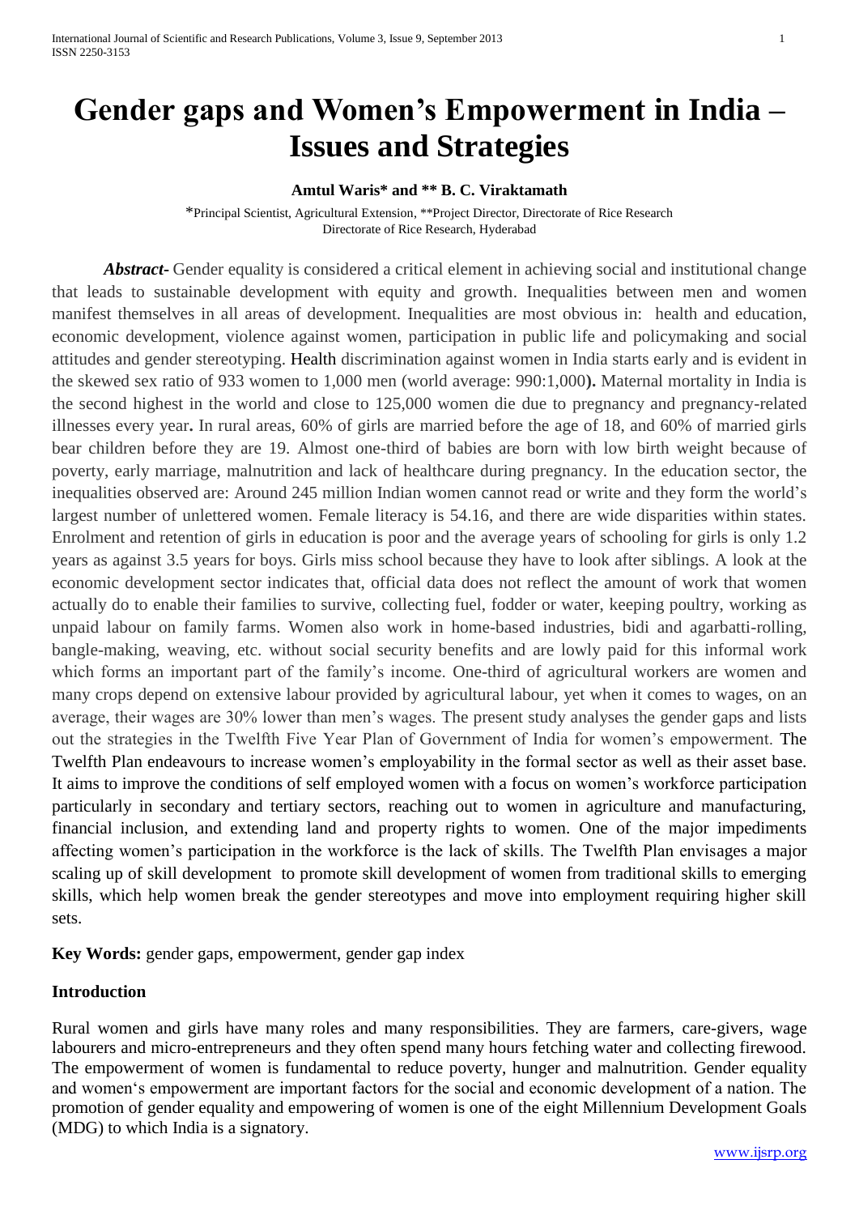# Gender gaps and Women's Empowerment in India – Issues and Strategies

**Amtul Waris\* and \*\* B. C. Viraktamath**

\*Principal Scientist, Agricultural Extension, \*\*Project Director, Directorate of Rice Research
Directorate of Rice Research, Hyderabad

***Abstract-*** Gender equality is considered a critical element in achieving social and institutional change that leads to sustainable development with equity and growth. Inequalities between men and women manifest themselves in all areas of development. Inequalities are most obvious in: health and education, economic development, violence against women, participation in public life and policymaking and social attitudes and gender stereotyping. Health discrimination against women in India starts early and is evident in the skewed sex ratio of 933 women to 1,000 men (world average: 990:1,000**).** Maternal mortality in India is the second highest in the world and close to 125,000 women die due to pregnancy and pregnancy-related illnesses every year**.** In rural areas, 60% of girls are married before the age of 18, and 60% of married girls bear children before they are 19. Almost one-third of babies are born with low birth weight because of poverty, early marriage, malnutrition and lack of healthcare during pregnancy. In the education sector, the inequalities observed are: Around 245 million Indian women cannot read or write and they form the world's largest number of unlettered women. Female literacy is 54.16, and there are wide disparities within states. Enrolment and retention of girls in education is poor and the average years of schooling for girls is only 1.2 years as against 3.5 years for boys. Girls miss school because they have to look after siblings. A look at the economic development sector indicates that, official data does not reflect the amount of work that women actually do to enable their families to survive, collecting fuel, fodder or water, keeping poultry, working as unpaid labour on family farms. Women also work in home-based industries, bidi and agarbatti-rolling, bangle-making, weaving, etc. without social security benefits and are lowly paid for this informal work which forms an important part of the family's income. One-third of agricultural workers are women and many crops depend on extensive labour provided by agricultural labour, yet when it comes to wages, on an average, their wages are 30% lower than men's wages. The present study analyses the gender gaps and lists out the strategies in the Twelfth Five Year Plan of Government of India for women's empowerment. The Twelfth Plan endeavours to increase women's employability in the formal sector as well as their asset base. It aims to improve the conditions of self employed women with a focus on women's workforce participation particularly in secondary and tertiary sectors, reaching out to women in agriculture and manufacturing, financial inclusion, and extending land and property rights to women. One of the major impediments affecting women's participation in the workforce is the lack of skills. The Twelfth Plan envisages a major scaling up of skill development to promote skill development of women from traditional skills to emerging skills, which help women break the gender stereotypes and move into employment requiring higher skill sets.

**Key Words:** gender gaps, empowerment, gender gap index

## Introduction

Rural women and girls have many roles and many responsibilities. They are farmers, care-givers, wage labourers and micro-entrepreneurs and they often spend many hours fetching water and collecting firewood. The empowerment of women is fundamental to reduce poverty, hunger and malnutrition. Gender equality and women's empowerment are important factors for the social and economic development of a nation. The promotion of gender equality and empowering of women is one of the eight Millennium Development Goals (MDG) to which India is a signatory.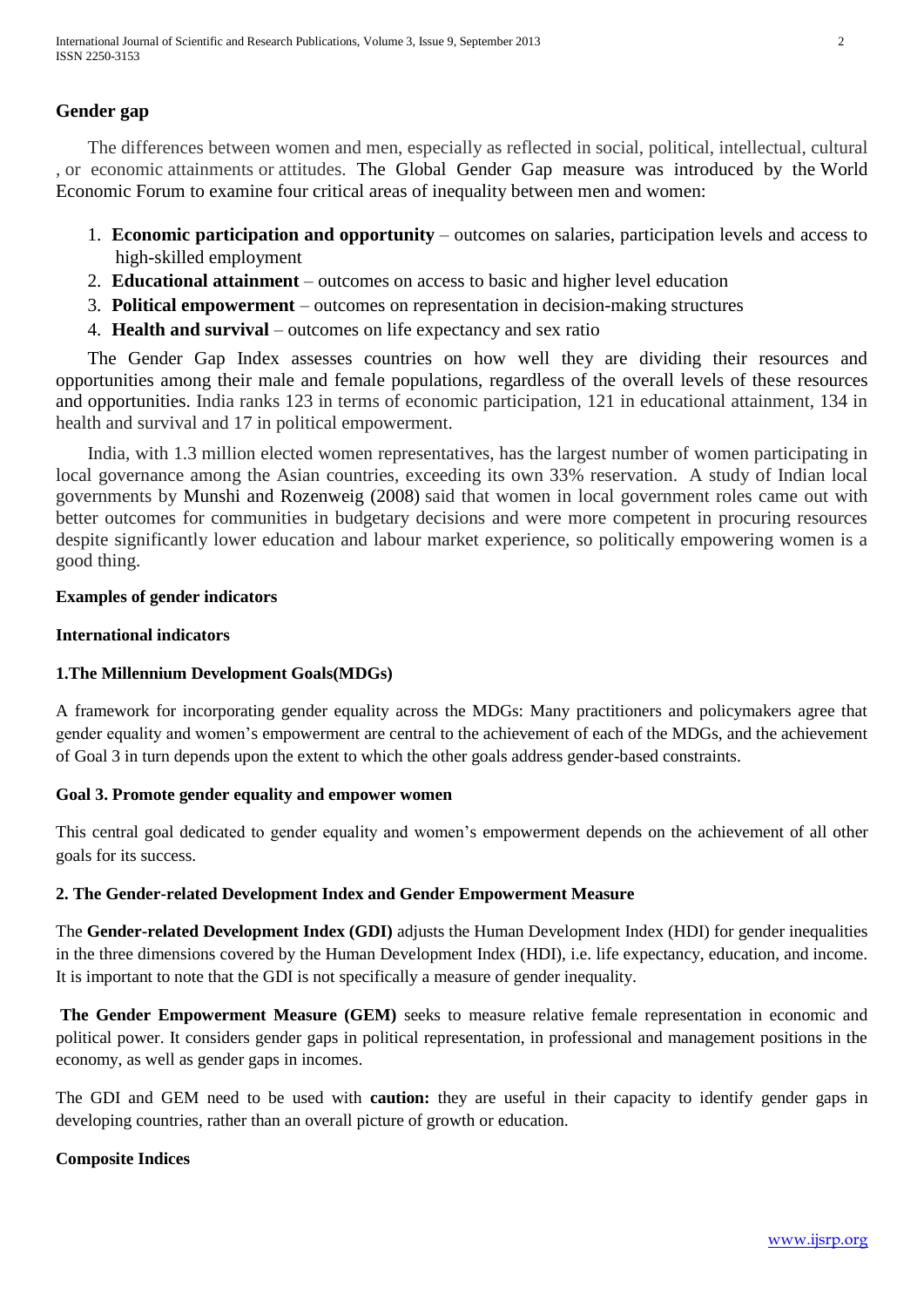## Gender gap

The differences between women and men, especially as reflected in social, political, intellectual, cultural , or economic attainments or attitudes. The Global Gender Gap measure was introduced by the World Economic Forum to examine four critical areas of inequality between men and women:

1. **Economic participation and opportunity** – outcomes on salaries, participation levels and access to high-skilled employment
2. **Educational attainment** – outcomes on access to basic and higher level education
3. **Political empowerment** – outcomes on representation in decision-making structures
4. **Health and survival** – outcomes on life expectancy and sex ratio

The Gender Gap Index assesses countries on how well they are dividing their resources and opportunities among their male and female populations, regardless of the overall levels of these resources and opportunities. India ranks 123 in terms of economic participation, 121 in educational attainment, 134 in health and survival and 17 in political empowerment.

India, with 1.3 million elected women representatives, has the largest number of women participating in local governance among the Asian countries, exceeding its own 33% reservation. A study of Indian local governments by Munshi and Rozenweig (2008) said that women in local government roles came out with better outcomes for communities in budgetary decisions and were more competent in procuring resources despite significantly lower education and labour market experience, so politically empowering women is a good thing.

**Examples of gender indicators**

**International indicators**

**1.The Millennium Development Goals(MDGs)**

A framework for incorporating gender equality across the MDGs: Many practitioners and policymakers agree that gender equality and women's empowerment are central to the achievement of each of the MDGs, and the achievement of Goal 3 in turn depends upon the extent to which the other goals address gender-based constraints.

**Goal 3. Promote gender equality and empower women**

This central goal dedicated to gender equality and women's empowerment depends on the achievement of all other goals for its success.

**2. The Gender-related Development Index and Gender Empowerment Measure**

The **Gender-related Development Index (GDI)** adjusts the Human Development Index (HDI) for gender inequalities in the three dimensions covered by the Human Development Index (HDI), i.e. life expectancy, education, and income. It is important to note that the GDI is not specifically a measure of gender inequality.

**The Gender Empowerment Measure (GEM)** seeks to measure relative female representation in economic and political power. It considers gender gaps in political representation, in professional and management positions in the economy, as well as gender gaps in incomes.

The GDI and GEM need to be used with **caution:** they are useful in their capacity to identify gender gaps in developing countries, rather than an overall picture of growth or education.

**Composite Indices**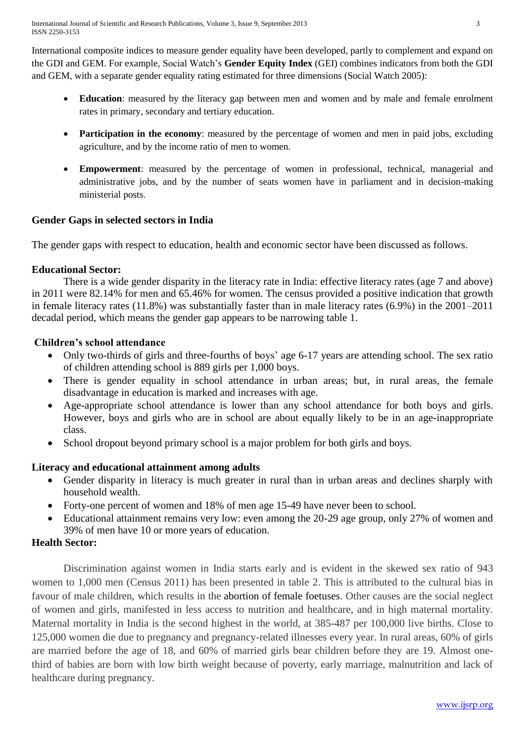International composite indices to measure gender equality have been developed, partly to complement and expand on the GDI and GEM. For example, Social Watch's **Gender Equity Index** (GEI) combines indicators from both the GDI and GEM, with a separate gender equality rating estimated for three dimensions (Social Watch 2005):

- **Education**: measured by the literacy gap between men and women and by male and female enrolment rates in primary, secondary and tertiary education.
- **Participation in the economy**: measured by the percentage of women and men in paid jobs, excluding agriculture, and by the income ratio of men to women.
- **Empowerment**: measured by the percentage of women in professional, technical, managerial and administrative jobs, and by the number of seats women have in parliament and in decision-making ministerial posts.

## Gender Gaps in selected sectors in India

The gender gaps with respect to education, health and economic sector have been discussed as follows.

### Educational Sector:

There is a wide gender disparity in the literacy rate in India: effective literacy rates (age 7 and above) in 2011 were 82.14% for men and 65.46% for women. The census provided a positive indication that growth in female literacy rates (11.8%) was substantially faster than in male literacy rates (6.9%) in the 2001–2011 decadal period, which means the gender gap appears to be narrowing table 1.

**Children's school attendance**

- Only two-thirds of girls and three-fourths of boys' age 6-17 years are attending school. The sex ratio of children attending school is 889 girls per 1,000 boys.
- There is gender equality in school attendance in urban areas; but, in rural areas, the female disadvantage in education is marked and increases with age.
- Age-appropriate school attendance is lower than any school attendance for both boys and girls. However, boys and girls who are in school are about equally likely to be in an age-inappropriate class.
- School dropout beyond primary school is a major problem for both girls and boys.

**Literacy and educational attainment among adults**

- Gender disparity in literacy is much greater in rural than in urban areas and declines sharply with household wealth.
- Forty-one percent of women and 18% of men age 15-49 have never been to school.
- Educational attainment remains very low: even among the 20-29 age group, only 27% of women and 39% of men have 10 or more years of education.

### Health Sector:

Discrimination against women in India starts early and is evident in the skewed sex ratio of 943 women to 1,000 men (Census 2011) has been presented in table 2. This is attributed to the cultural bias in favour of male children, which results in the abortion of female foetuses. Other causes are the social neglect of women and girls, manifested in less access to nutrition and healthcare, and in high maternal mortality. Maternal mortality in India is the second highest in the world, at 385-487 per 100,000 live births. Close to 125,000 women die due to pregnancy and pregnancy-related illnesses every year. In rural areas, 60% of girls are married before the age of 18, and 60% of married girls bear children before they are 19. Almost one-third of babies are born with low birth weight because of poverty, early marriage, malnutrition and lack of healthcare during pregnancy.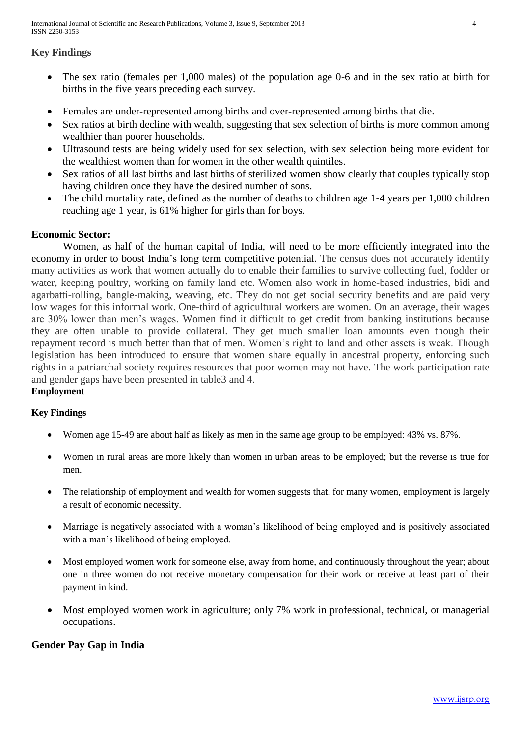### Key Findings

- The sex ratio (females per 1,000 males) of the population age 0-6 and in the sex ratio at birth for births in the five years preceding each survey.
- Females are under-represented among births and over-represented among births that die.
- Sex ratios at birth decline with wealth, suggesting that sex selection of births is more common among wealthier than poorer households.
- Ultrasound tests are being widely used for sex selection, with sex selection being more evident for the wealthiest women than for women in the other wealth quintiles.
- Sex ratios of all last births and last births of sterilized women show clearly that couples typically stop having children once they have the desired number of sons.
- The child mortality rate, defined as the number of deaths to children age 1-4 years per 1,000 children reaching age 1 year, is 61% higher for girls than for boys.

### Economic Sector:

Women, as half of the human capital of India, will need to be more efficiently integrated into the economy in order to boost India's long term competitive potential. The census does not accurately identify many activities as work that women actually do to enable their families to survive collecting fuel, fodder or water, keeping poultry, working on family land etc. Women also work in home-based industries, bidi and agarbatti-rolling, bangle-making, weaving, etc. They do not get social security benefits and are paid very low wages for this informal work. One-third of agricultural workers are women. On an average, their wages are 30% lower than men's wages. Women find it difficult to get credit from banking institutions because they are often unable to provide collateral. They get much smaller loan amounts even though their repayment record is much better than that of men. Women's right to land and other assets is weak. Though legislation has been introduced to ensure that women share equally in ancestral property, enforcing such rights in a patriarchal society requires resources that poor women may not have. The work participation rate and gender gaps have been presented in table3 and 4.

**Employment**

**Key Findings**

- Women age 15-49 are about half as likely as men in the same age group to be employed: 43% vs. 87%.
- Women in rural areas are more likely than women in urban areas to be employed; but the reverse is true for men.
- The relationship of employment and wealth for women suggests that, for many women, employment is largely a result of economic necessity.
- Marriage is negatively associated with a woman's likelihood of being employed and is positively associated with a man's likelihood of being employed.
- Most employed women work for someone else, away from home, and continuously throughout the year; about one in three women do not receive monetary compensation for their work or receive at least part of their payment in kind.
- Most employed women work in agriculture; only 7% work in professional, technical, or managerial occupations.

### Gender Pay Gap in India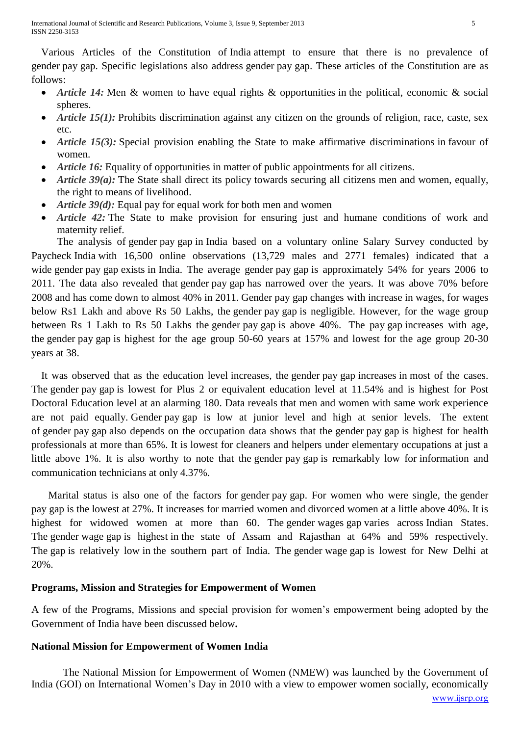Various Articles of the Constitution of India attempt to ensure that there is no prevalence of gender pay gap. Specific legislations also address gender pay gap. These articles of the Constitution are as follows:

- *Article 14:* Men & women to have equal rights & opportunities in the political, economic & social spheres.
- *Article 15(1):* Prohibits discrimination against any citizen on the grounds of religion, race, caste, sex etc.
- *Article 15(3):* Special provision enabling the State to make affirmative discriminations in favour of women.
- *Article 16:* Equality of opportunities in matter of public appointments for all citizens.
- *Article 39(a):* The State shall direct its policy towards securing all citizens men and women, equally, the right to means of livelihood.
- *Article 39(d):* Equal pay for equal work for both men and women
- *Article 42:* The State to make provision for ensuring just and humane conditions of work and maternity relief.

The analysis of gender pay gap in India based on a voluntary online Salary Survey conducted by Paycheck India with 16,500 online observations (13,729 males and 2771 females) indicated that a wide gender pay gap exists in India. The average gender pay gap is approximately 54% for years 2006 to 2011. The data also revealed that gender pay gap has narrowed over the years. It was above 70% before 2008 and has come down to almost 40% in 2011. Gender pay gap changes with increase in wages, for wages below Rs1 Lakh and above Rs 50 Lakhs, the gender pay gap is negligible. However, for the wage group between Rs 1 Lakh to Rs 50 Lakhs the gender pay gap is above 40%. The pay gap increases with age, the gender pay gap is highest for the age group 50-60 years at 157% and lowest for the age group 20-30 years at 38.

It was observed that as the education level increases, the gender pay gap increases in most of the cases. The gender pay gap is lowest for Plus 2 or equivalent education level at 11.54% and is highest for Post Doctoral Education level at an alarming 180. Data reveals that men and women with same work experience are not paid equally. Gender pay gap is low at junior level and high at senior levels. The extent of gender pay gap also depends on the occupation data shows that the gender pay gap is highest for health professionals at more than 65%. It is lowest for cleaners and helpers under elementary occupations at just a little above 1%. It is also worthy to note that the gender pay gap is remarkably low for information and communication technicians at only 4.37%.

Marital status is also one of the factors for gender pay gap. For women who were single, the gender pay gap is the lowest at 27%. It increases for married women and divorced women at a little above 40%. It is highest for widowed women at more than 60. The gender wages gap varies across Indian States. The gender wage gap is highest in the state of Assam and Rajasthan at 64% and 59% respectively. The gap is relatively low in the southern part of India. The gender wage gap is lowest for New Delhi at 20%.

**Programs, Mission and Strategies for Empowerment of Women**

A few of the Programs, Missions and special provision for women's empowerment being adopted by the Government of India have been discussed below**.**

**National Mission for Empowerment of Women India**

The National Mission for Empowerment of Women (NMEW) was launched by the Government of India (GOI) on International Women's Day in 2010 with a view to empower women socially, economically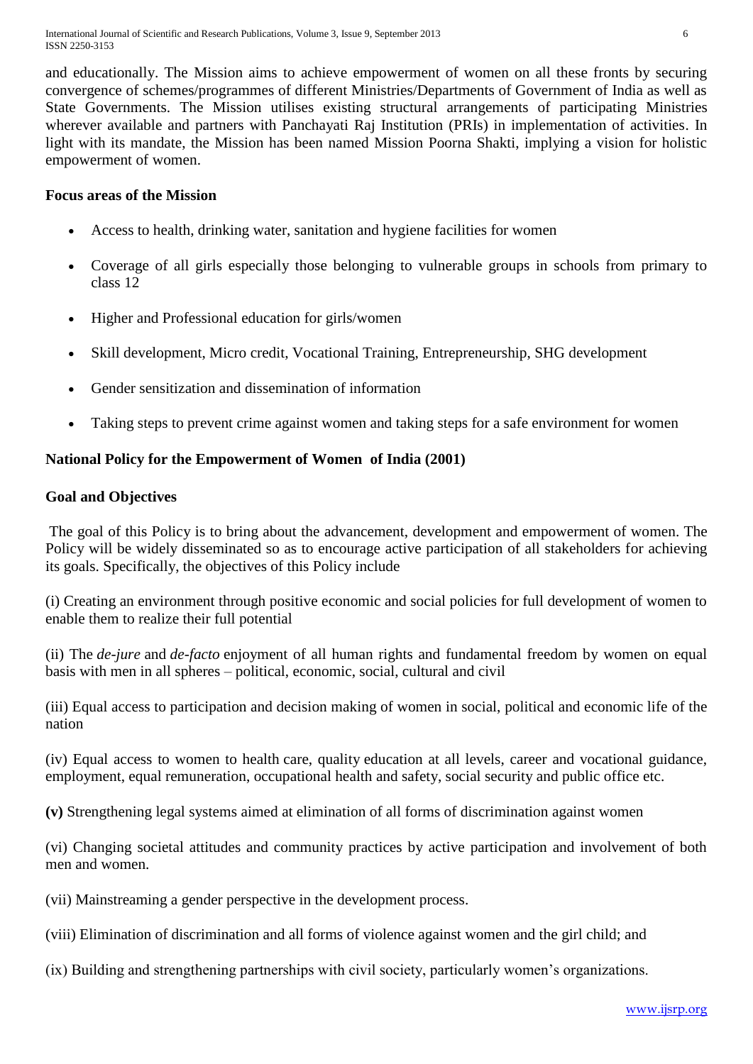and educationally. The Mission aims to achieve empowerment of women on all these fronts by securing convergence of schemes/programmes of different Ministries/Departments of Government of India as well as State Governments. The Mission utilises existing structural arrangements of participating Ministries wherever available and partners with Panchayati Raj Institution (PRIs) in implementation of activities. In light with its mandate, the Mission has been named Mission Poorna Shakti, implying a vision for holistic empowerment of women.

**Focus areas of the Mission**

- Access to health, drinking water, sanitation and hygiene facilities for women
- Coverage of all girls especially those belonging to vulnerable groups in schools from primary to class 12
- Higher and Professional education for girls/women
- Skill development, Micro credit, Vocational Training, Entrepreneurship, SHG development
- Gender sensitization and dissemination of information
- Taking steps to prevent crime against women and taking steps for a safe environment for women

**National Policy for the Empowerment of Women of India (2001)**

**Goal and Objectives**

The goal of this Policy is to bring about the advancement, development and empowerment of women. The Policy will be widely disseminated so as to encourage active participation of all stakeholders for achieving its goals. Specifically, the objectives of this Policy include

(i) Creating an environment through positive economic and social policies for full development of women to enable them to realize their full potential

(ii) The *de-jure* and *de-facto* enjoyment of all human rights and fundamental freedom by women on equal basis with men in all spheres – political, economic, social, cultural and civil

(iii) Equal access to participation and decision making of women in social, political and economic life of the nation

(iv) Equal access to women to health care, quality education at all levels, career and vocational guidance, employment, equal remuneration, occupational health and safety, social security and public office etc.

**(v)** Strengthening legal systems aimed at elimination of all forms of discrimination against women

(vi) Changing societal attitudes and community practices by active participation and involvement of both men and women.

(vii) Mainstreaming a gender perspective in the development process.

(viii) Elimination of discrimination and all forms of violence against women and the girl child; and

(ix) Building and strengthening partnerships with civil society, particularly women's organizations.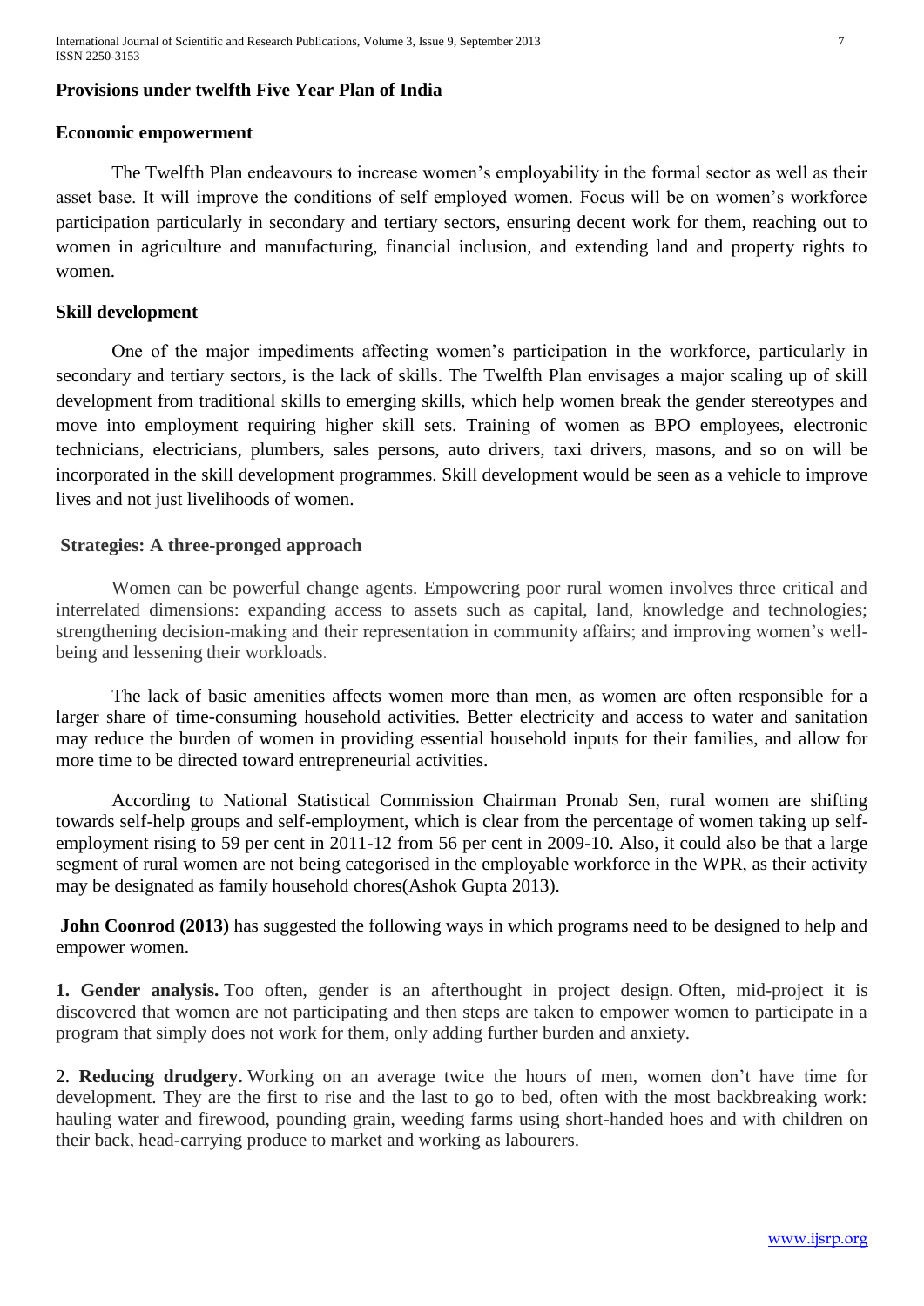**Provisions under twelfth Five Year Plan of India**

**Economic empowerment**

The Twelfth Plan endeavours to increase women's employability in the formal sector as well as their asset base. It will improve the conditions of self employed women. Focus will be on women's workforce participation particularly in secondary and tertiary sectors, ensuring decent work for them, reaching out to women in agriculture and manufacturing, financial inclusion, and extending land and property rights to women.

**Skill development**

One of the major impediments affecting women's participation in the workforce, particularly in secondary and tertiary sectors, is the lack of skills. The Twelfth Plan envisages a major scaling up of skill development from traditional skills to emerging skills, which help women break the gender stereotypes and move into employment requiring higher skill sets. Training of women as BPO employees, electronic technicians, electricians, plumbers, sales persons, auto drivers, taxi drivers, masons, and so on will be incorporated in the skill development programmes. Skill development would be seen as a vehicle to improve lives and not just livelihoods of women.

**Strategies: A three-pronged approach**

Women can be powerful change agents. Empowering poor rural women involves three critical and interrelated dimensions: expanding access to assets such as capital, land, knowledge and technologies; strengthening decision-making and their representation in community affairs; and improving women's well-being and lessening their workloads.

The lack of basic amenities affects women more than men, as women are often responsible for a larger share of time-consuming household activities. Better electricity and access to water and sanitation may reduce the burden of women in providing essential household inputs for their families, and allow for more time to be directed toward entrepreneurial activities.

According to National Statistical Commission Chairman Pronab Sen, rural women are shifting towards self-help groups and self-employment, which is clear from the percentage of women taking up self-employment rising to 59 per cent in 2011-12 from 56 per cent in 2009-10. Also, it could also be that a large segment of rural women are not being categorised in the employable workforce in the WPR, as their activity may be designated as family household chores(Ashok Gupta 2013).

**John Coonrod (2013)** has suggested the following ways in which programs need to be designed to help and empower women.

**1. Gender analysis.** Too often, gender is an afterthought in project design. Often, mid-project it is discovered that women are not participating and then steps are taken to empower women to participate in a program that simply does not work for them, only adding further burden and anxiety.

2. **Reducing drudgery.** Working on an average twice the hours of men, women don't have time for development. They are the first to rise and the last to go to bed, often with the most backbreaking work: hauling water and firewood, pounding grain, weeding farms using short-handed hoes and with children on their back, head-carrying produce to market and working as labourers.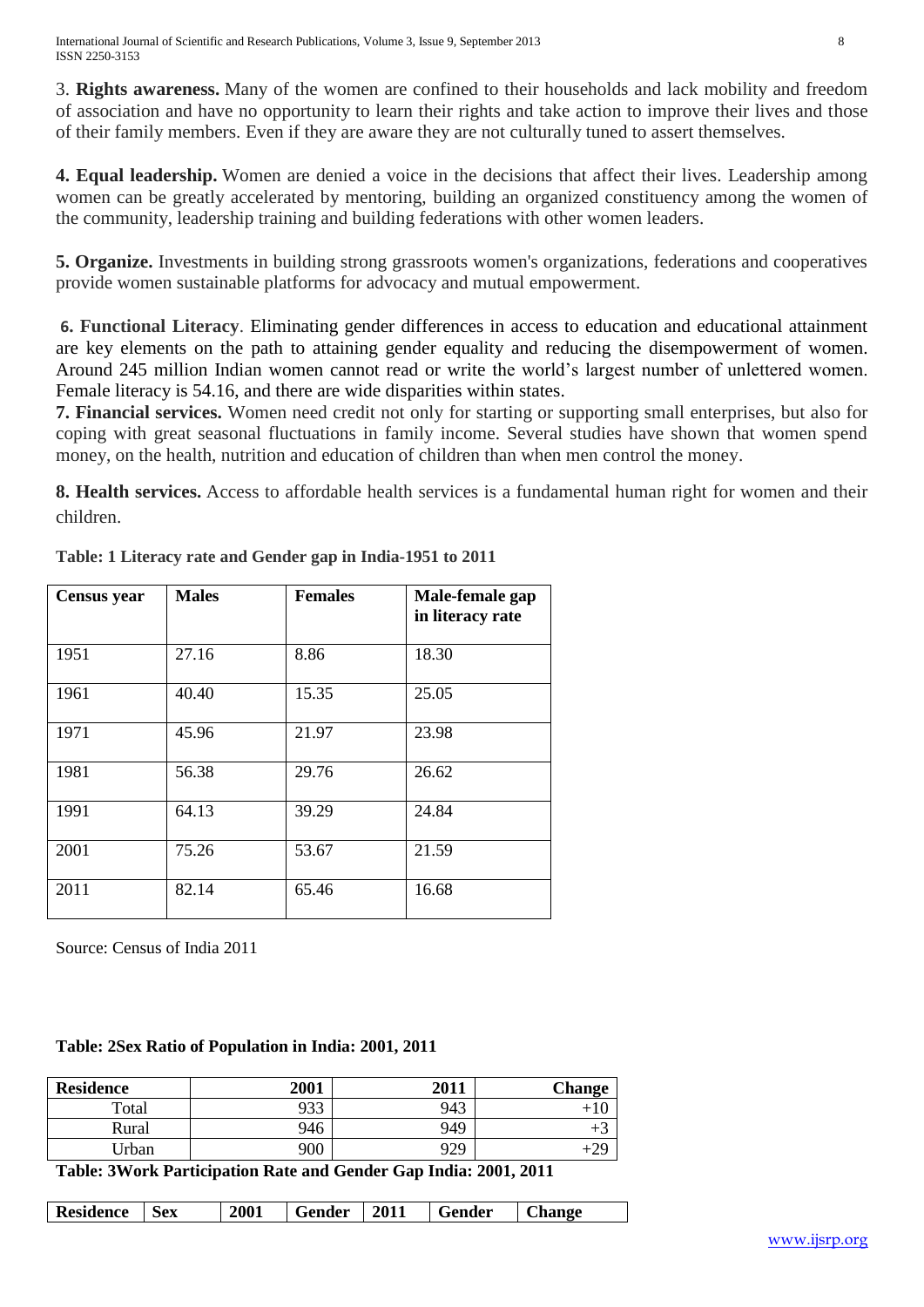3. **Rights awareness.** Many of the women are confined to their households and lack mobility and freedom of association and have no opportunity to learn their rights and take action to improve their lives and those of their family members. Even if they are aware they are not culturally tuned to assert themselves.

**4. Equal leadership.** Women are denied a voice in the decisions that affect their lives. Leadership among women can be greatly accelerated by mentoring, building an organized constituency among the women of the community, leadership training and building federations with other women leaders.

**5. Organize.** Investments in building strong grassroots women's organizations, federations and cooperatives provide women sustainable platforms for advocacy and mutual empowerment.

**6. Functional Literacy**. Eliminating gender differences in access to education and educational attainment are key elements on the path to attaining gender equality and reducing the disempowerment of women. Around 245 million Indian women cannot read or write the world's largest number of unlettered women. Female literacy is 54.16, and there are wide disparities within states.

**7. Financial services.** Women need credit not only for starting or supporting small enterprises, but also for coping with great seasonal fluctuations in family income. Several studies have shown that women spend money, on the health, nutrition and education of children than when men control the money.

**8. Health services.** Access to affordable health services is a fundamental human right for women and their children.

**Table: 1 Literacy rate and Gender gap in India-1951 to 2011**

| Census year | Males | Females | Male-female gap in literacy rate |
|---|---|---|---|
| 1951 | 27.16 | 8.86 | 18.30 |
| 1961 | 40.40 | 15.35 | 25.05 |
| 1971 | 45.96 | 21.97 | 23.98 |
| 1981 | 56.38 | 29.76 | 26.62 |
| 1991 | 64.13 | 39.29 | 24.84 |
| 2001 | 75.26 | 53.67 | 21.59 |
| 2011 | 82.14 | 65.46 | 16.68 |

Source: Census of India 2011

**Table: 2Sex Ratio of Population in India: 2001, 2011**

| Residence | 2001 | 2011 | Change |
|---|---|---|---|
| Total | 933 | 943 | +10 |
| Rural | 946 | 949 | +3 |
| Urban | 900 | 929 | +29 |

**Table: 3Work Participation Rate and Gender Gap India: 2001, 2011**

| Residence | Sex | 2001 | Gender | 2011 | Gender | Change |
|---|---|---|---|---|---|---|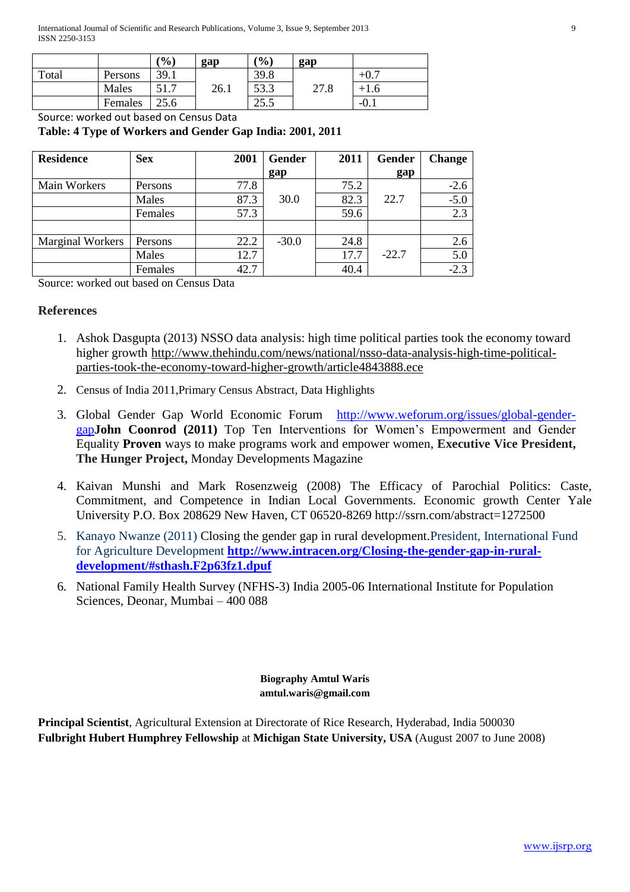| | | (%) | gap | (%) | gap | |
|---|---|---|---|---|---|---|
| Total | Persons | 39.1 | | 39.8 | | +0.7 |
| | Males | 51.7 | 26.1 | 53.3 | 27.8 | +1.6 |
| | Females | 25.6 | | 25.5 | | -0.1 |

Source: worked out based on Census Data

**Table: 4 Type of Workers and Gender Gap India: 2001, 2011**

| Residence | Sex | 2001 | Gender gap | 2011 | Gender gap | Change |
|---|---|---|---|---|---|---|
| Main Workers | Persons | 77.8 | | 75.2 | | -2.6 |
| | Males | 87.3 | 30.0 | 82.3 | 22.7 | -5.0 |
| | Females | 57.3 | | 59.6 | | 2.3 |
| | | | | | | |
| Marginal Workers | Persons | 22.2 | -30.0 | 24.8 | | 2.6 |
| | Males | 12.7 | | 17.7 | -22.7 | 5.0 |
| | Females | 42.7 | | 40.4 | | -2.3 |

Source: worked out based on Census Data

## References

1. Ashok Dasgupta (2013) NSSO data analysis: high time political parties took the economy toward higher growth http://www.thehindu.com/news/national/nsso-data-analysis-high-time-political-parties-took-the-economy-toward-higher-growth/article4843888.ece
2. Census of India 2011,Primary Census Abstract, Data Highlights
3. Global Gender Gap World Economic Forum http://www.weforum.org/issues/global-gender-gap**John Coonrod (2011)** Top Ten Interventions for Women's Empowerment and Gender Equality **Proven** ways to make programs work and empower women, **Executive Vice President, The Hunger Project,** Monday Developments Magazine
4. Kaivan Munshi and Mark Rosenzweig (2008) The Efficacy of Parochial Politics: Caste, Commitment, and Competence in Indian Local Governments. Economic growth Center Yale University P.O. Box 208629 New Haven, CT 06520-8269 http://ssrn.com/abstract=1272500
5. Kanayo Nwanze (2011) Closing the gender gap in rural development.President, International Fund for Agriculture Development **http://www.intracen.org/Closing-the-gender-gap-in-rural-development/#sthash.F2p63fz1.dpuf**
6. National Family Health Survey (NFHS-3) India 2005-06 International Institute for Population Sciences, Deonar, Mumbai – 400 088

**Biography Amtul Waris**
**amtul.waris@gmail.com**

**Principal Scientist**, Agricultural Extension at Directorate of Rice Research, Hyderabad, India 500030
**Fulbright Hubert Humphrey Fellowship** at **Michigan State University, USA** (August 2007 to June 2008)